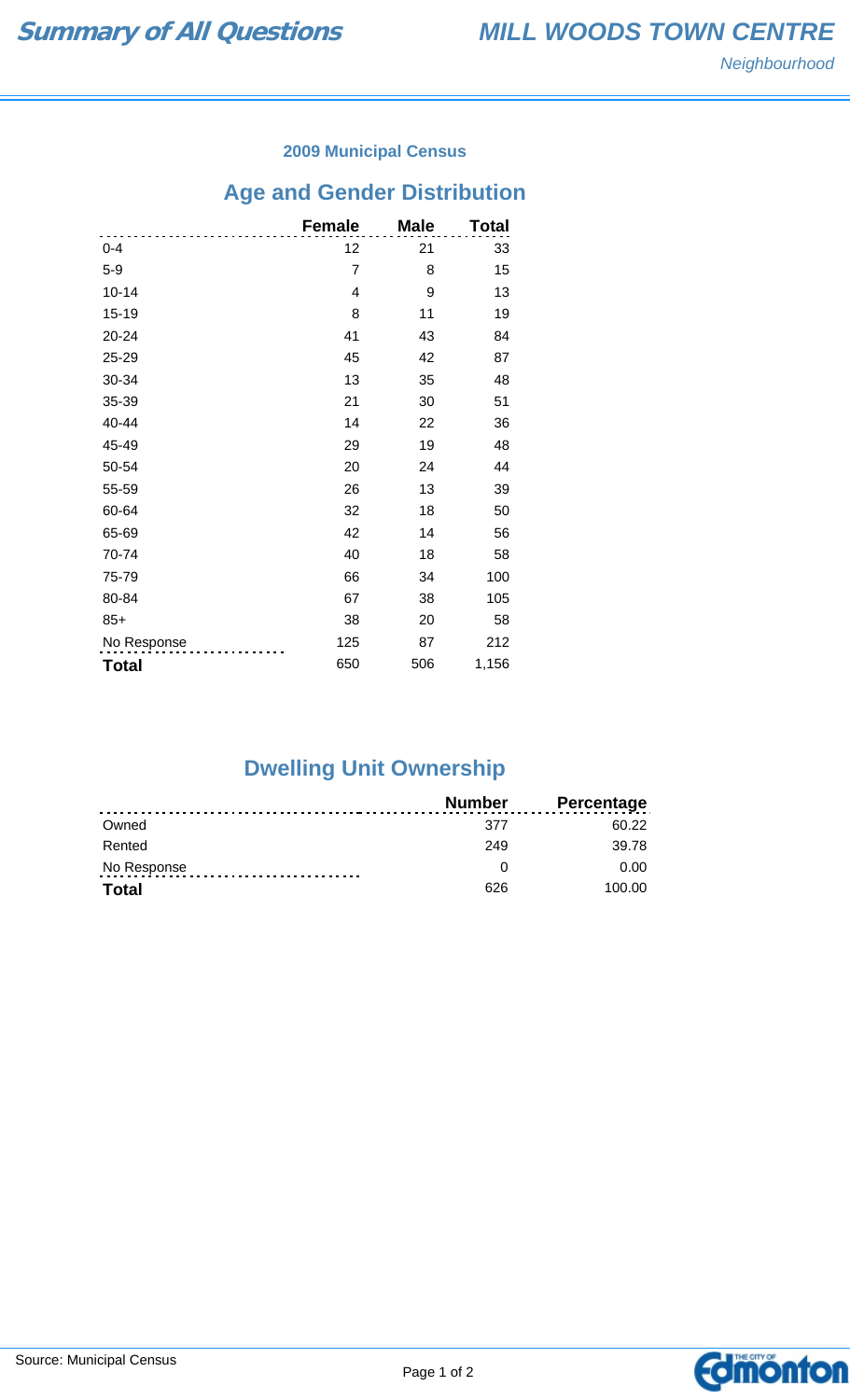# Summary of All Questions

## MILL WOODS TOWN CENTRE

*Neighbourhood*

### 2009 Municipal Census

## Age and Gender Distribution

| | Female | Male | Total |
|---|---|---|---|
| 0-4 | 12 | 21 | 33 |
| 5-9 | 7 | 8 | 15 |
| 10-14 | 4 | 9 | 13 |
| 15-19 | 8 | 11 | 19 |
| 20-24 | 41 | 43 | 84 |
| 25-29 | 45 | 42 | 87 |
| 30-34 | 13 | 35 | 48 |
| 35-39 | 21 | 30 | 51 |
| 40-44 | 14 | 22 | 36 |
| 45-49 | 29 | 19 | 48 |
| 50-54 | 20 | 24 | 44 |
| 55-59 | 26 | 13 | 39 |
| 60-64 | 32 | 18 | 50 |
| 65-69 | 42 | 14 | 56 |
| 70-74 | 40 | 18 | 58 |
| 75-79 | 66 | 34 | 100 |
| 80-84 | 67 | 38 | 105 |
| 85+ | 38 | 20 | 58 |
| No Response | 125 | 87 | 212 |
| **Total** | 650 | 506 | 1,156 |

## Dwelling Unit Ownership

| | Number | Percentage |
|---|---|---|
| Owned | 377 | 60.22 |
| Rented | 249 | 39.78 |
| No Response | 0 | 0.00 |
| **Total** | 626 | 100.00 |

Source: Municipal Census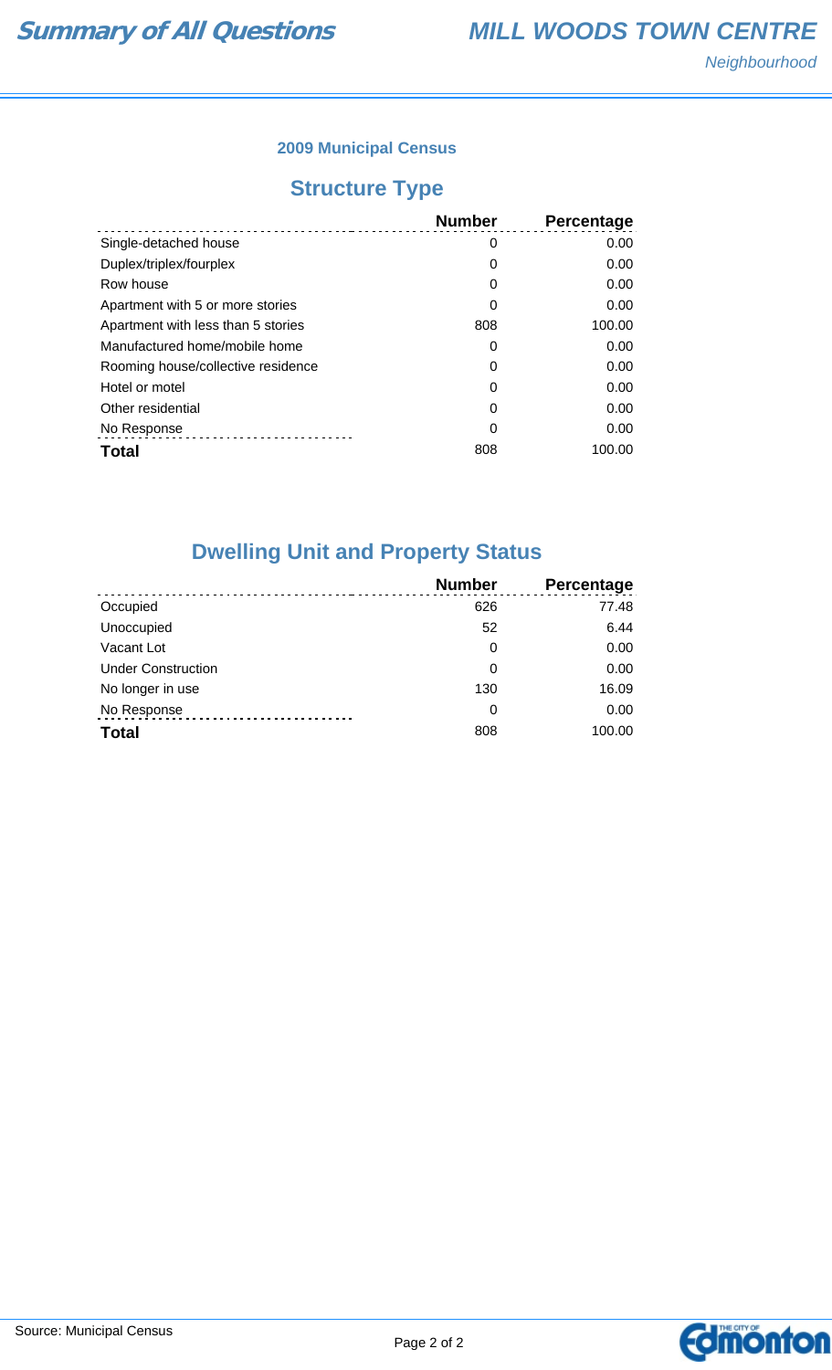**2009 Municipal Census**

## Structure Type

| | Number | Percentage |
|---|---|---|
| Single-detached house | 0 | 0.00 |
| Duplex/triplex/fourplex | 0 | 0.00 |
| Row house | 0 | 0.00 |
| Apartment with 5 or more stories | 0 | 0.00 |
| Apartment with less than 5 stories | 808 | 100.00 |
| Manufactured home/mobile home | 0 | 0.00 |
| Rooming house/collective residence | 0 | 0.00 |
| Hotel or motel | 0 | 0.00 |
| Other residential | 0 | 0.00 |
| No Response | 0 | 0.00 |
| **Total** | 808 | 100.00 |

## Dwelling Unit and Property Status

| | Number | Percentage |
|---|---|---|
| Occupied | 626 | 77.48 |
| Unoccupied | 52 | 6.44 |
| Vacant Lot | 0 | 0.00 |
| Under Construction | 0 | 0.00 |
| No longer in use | 130 | 16.09 |
| No Response | 0 | 0.00 |
| **Total** | 808 | 100.00 |

Source: Municipal Census